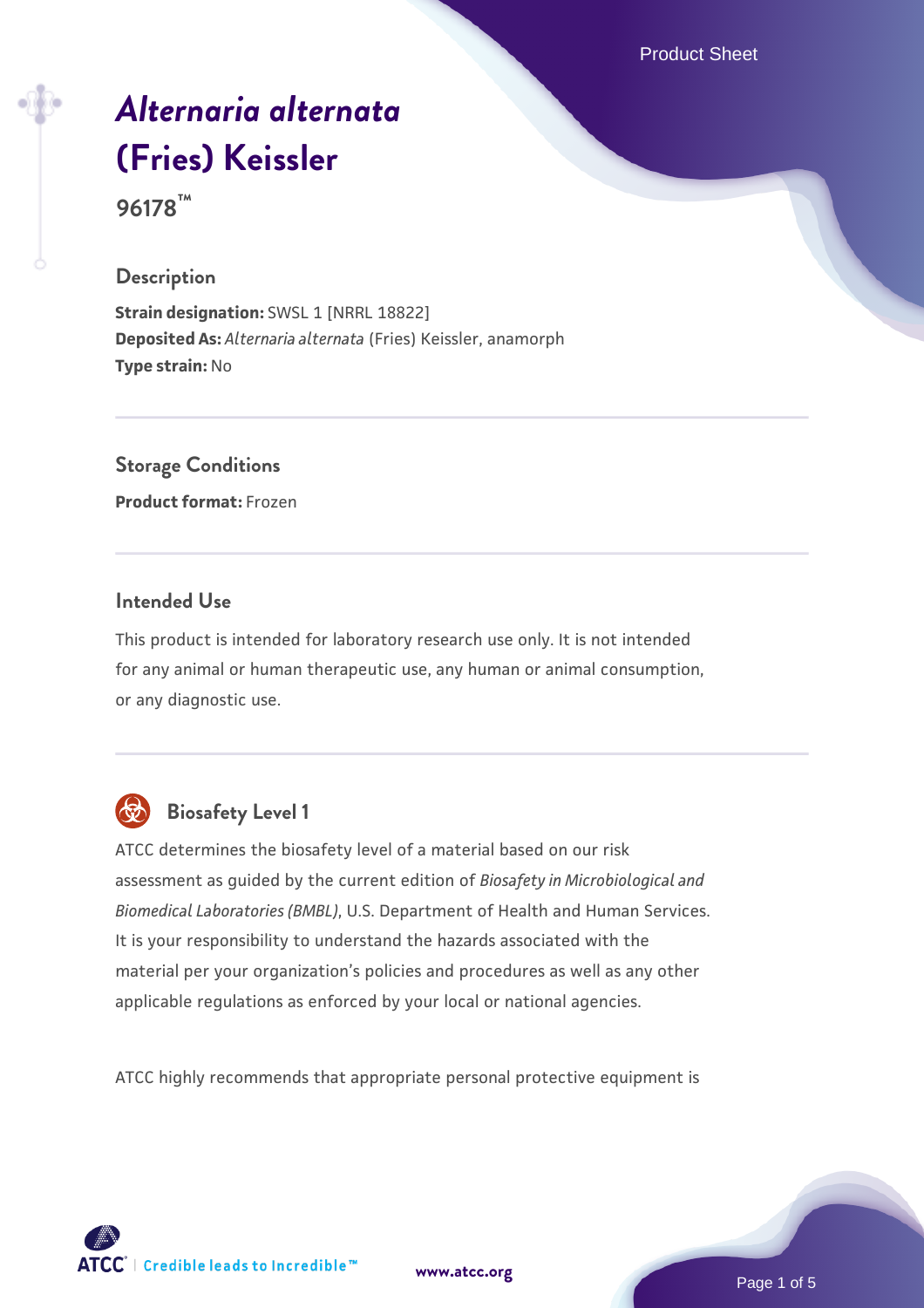Product Sheet

# *Alternaria alternata* (Fries) Keissler

**96178™**

## Description

**Strain designation:** SWSL 1 [NRRL 18822]
**Deposited As:** *Alternaria alternata* (Fries) Keissler, anamorph
**Type strain:** No

## Storage Conditions

**Product format:** Frozen

## Intended Use

This product is intended for laboratory research use only. It is not intended for any animal or human therapeutic use, any human or animal consumption, or any diagnostic use.

## Biosafety Level 1

ATCC determines the biosafety level of a material based on our risk assessment as guided by the current edition of *Biosafety in Microbiological and Biomedical Laboratories (BMBL)*, U.S. Department of Health and Human Services. It is your responsibility to understand the hazards associated with the material per your organization's policies and procedures as well as any other applicable regulations as enforced by your local or national agencies.

ATCC highly recommends that appropriate personal protective equipment is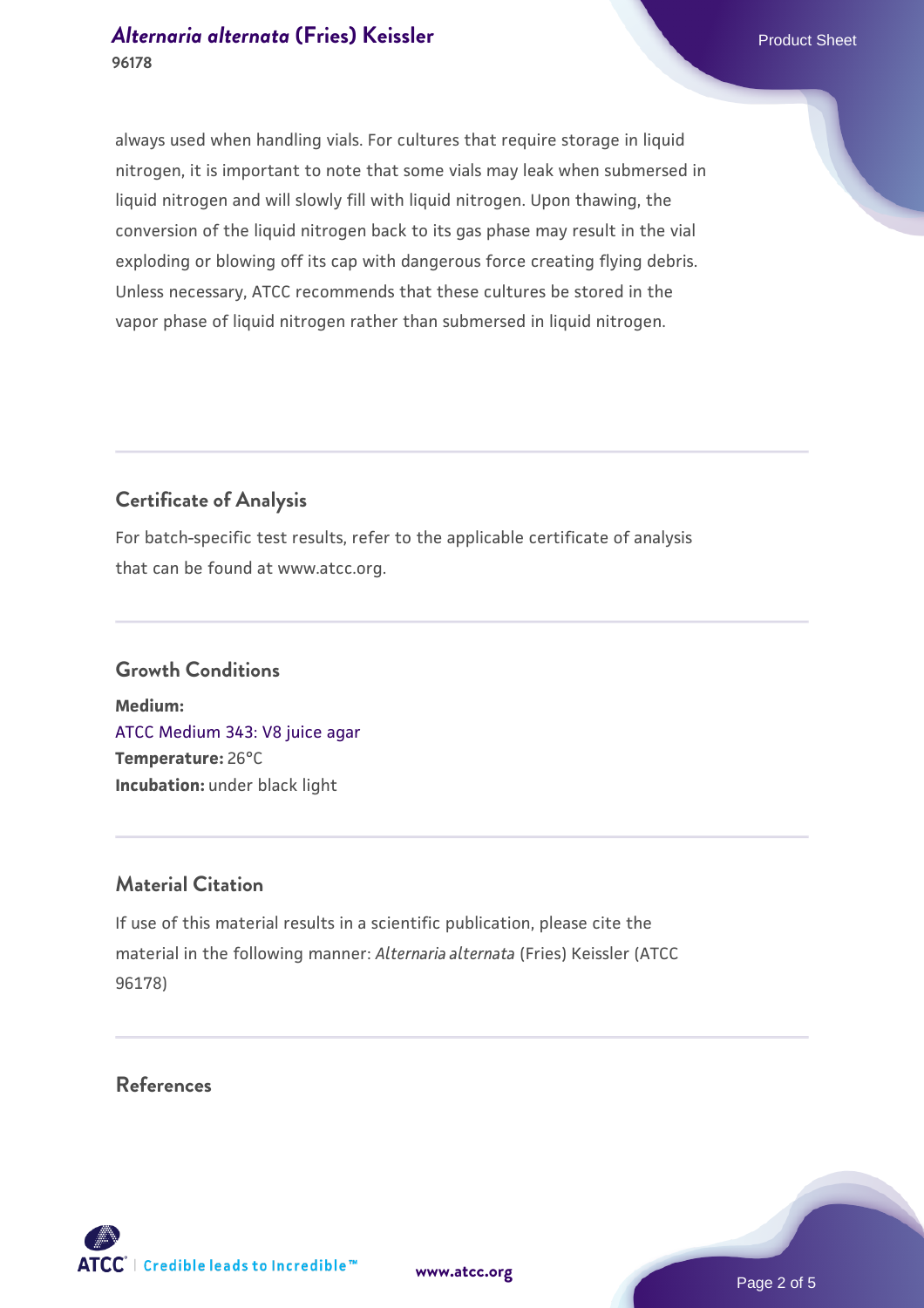always used when handling vials. For cultures that require storage in liquid nitrogen, it is important to note that some vials may leak when submersed in liquid nitrogen and will slowly fill with liquid nitrogen. Upon thawing, the conversion of the liquid nitrogen back to its gas phase may result in the vial exploding or blowing off its cap with dangerous force creating flying debris. Unless necessary, ATCC recommends that these cultures be stored in the vapor phase of liquid nitrogen rather than submersed in liquid nitrogen.

## Certificate of Analysis

For batch-specific test results, refer to the applicable certificate of analysis that can be found at www.atcc.org.

## Growth Conditions

**Medium:**
ATCC Medium 343: V8 juice agar
**Temperature:** 26°C
**Incubation:** under black light

## Material Citation

If use of this material results in a scientific publication, please cite the material in the following manner: *Alternaria alternata* (Fries) Keissler (ATCC 96178)

## References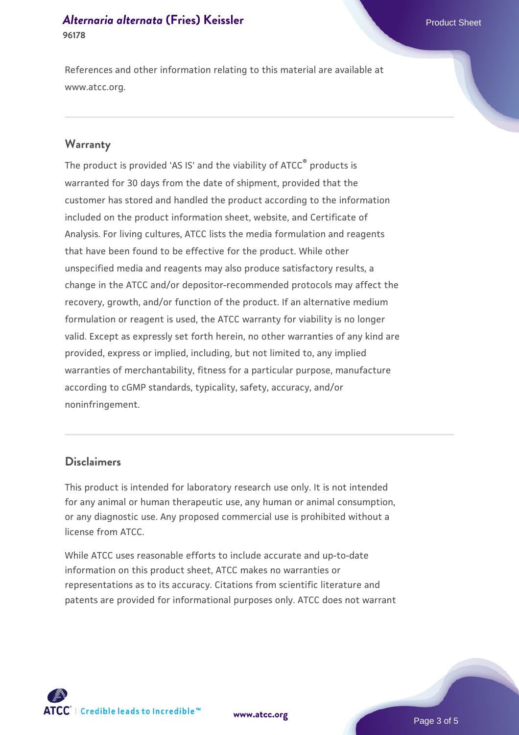References and other information relating to this material are available at www.atcc.org.

## Warranty

The product is provided 'AS IS' and the viability of ATCC® products is warranted for 30 days from the date of shipment, provided that the customer has stored and handled the product according to the information included on the product information sheet, website, and Certificate of Analysis. For living cultures, ATCC lists the media formulation and reagents that have been found to be effective for the product. While other unspecified media and reagents may also produce satisfactory results, a change in the ATCC and/or depositor-recommended protocols may affect the recovery, growth, and/or function of the product. If an alternative medium formulation or reagent is used, the ATCC warranty for viability is no longer valid. Except as expressly set forth herein, no other warranties of any kind are provided, express or implied, including, but not limited to, any implied warranties of merchantability, fitness for a particular purpose, manufacture according to cGMP standards, typicality, safety, accuracy, and/or noninfringement.

## Disclaimers

This product is intended for laboratory research use only. It is not intended for any animal or human therapeutic use, any human or animal consumption, or any diagnostic use. Any proposed commercial use is prohibited without a license from ATCC.

While ATCC uses reasonable efforts to include accurate and up-to-date information on this product sheet, ATCC makes no warranties or representations as to its accuracy. Citations from scientific literature and patents are provided for informational purposes only. ATCC does not warrant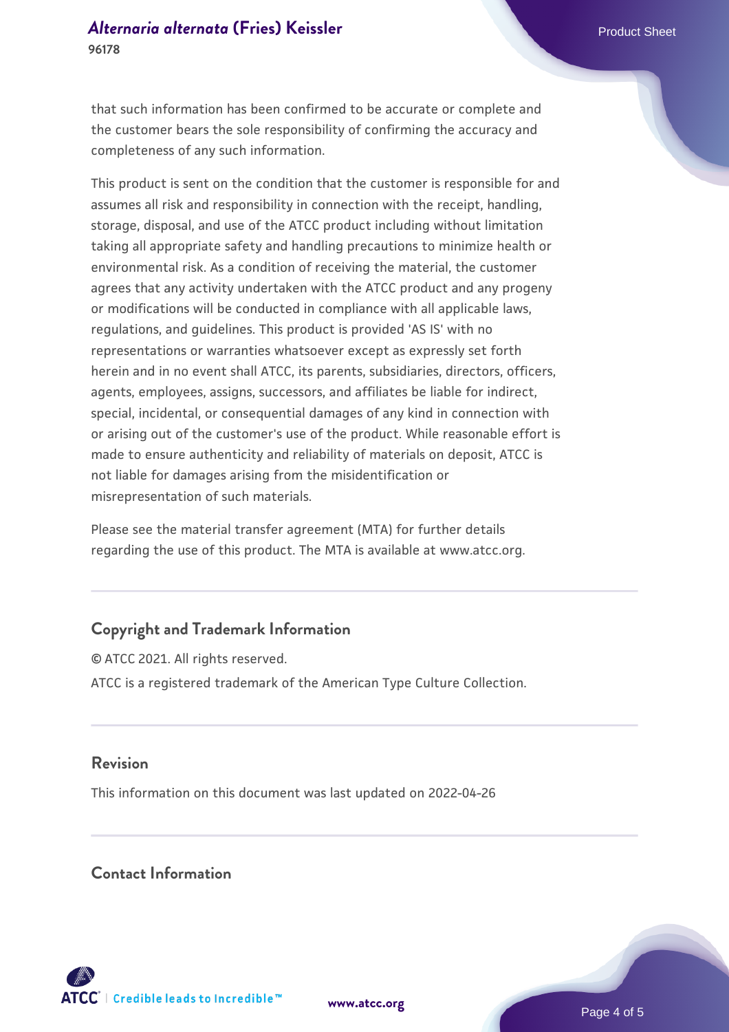that such information has been confirmed to be accurate or complete and the customer bears the sole responsibility of confirming the accuracy and completeness of any such information.

This product is sent on the condition that the customer is responsible for and assumes all risk and responsibility in connection with the receipt, handling, storage, disposal, and use of the ATCC product including without limitation taking all appropriate safety and handling precautions to minimize health or environmental risk. As a condition of receiving the material, the customer agrees that any activity undertaken with the ATCC product and any progeny or modifications will be conducted in compliance with all applicable laws, regulations, and guidelines. This product is provided 'AS IS' with no representations or warranties whatsoever except as expressly set forth herein and in no event shall ATCC, its parents, subsidiaries, directors, officers, agents, employees, assigns, successors, and affiliates be liable for indirect, special, incidental, or consequential damages of any kind in connection with or arising out of the customer's use of the product. While reasonable effort is made to ensure authenticity and reliability of materials on deposit, ATCC is not liable for damages arising from the misidentification or misrepresentation of such materials.

Please see the material transfer agreement (MTA) for further details regarding the use of this product. The MTA is available at www.atcc.org.

## Copyright and Trademark Information

© ATCC 2021. All rights reserved.

ATCC is a registered trademark of the American Type Culture Collection.

## Revision

This information on this document was last updated on 2022-04-26

## Contact Information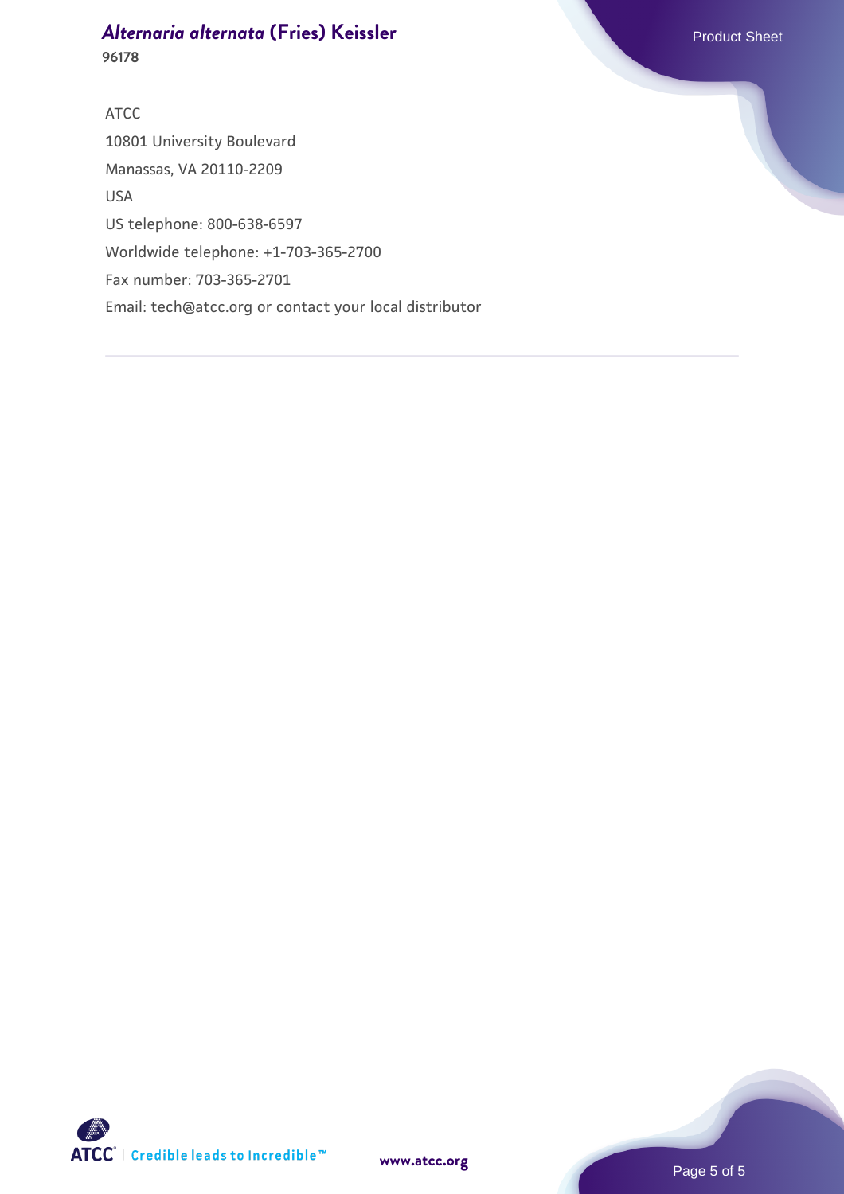ATCC

10801 University Boulevard

Manassas, VA 20110-2209

USA

US telephone: 800-638-6597

Worldwide telephone: +1-703-365-2700

Fax number: 703-365-2701

Email: tech@atcc.org or contact your local distributor